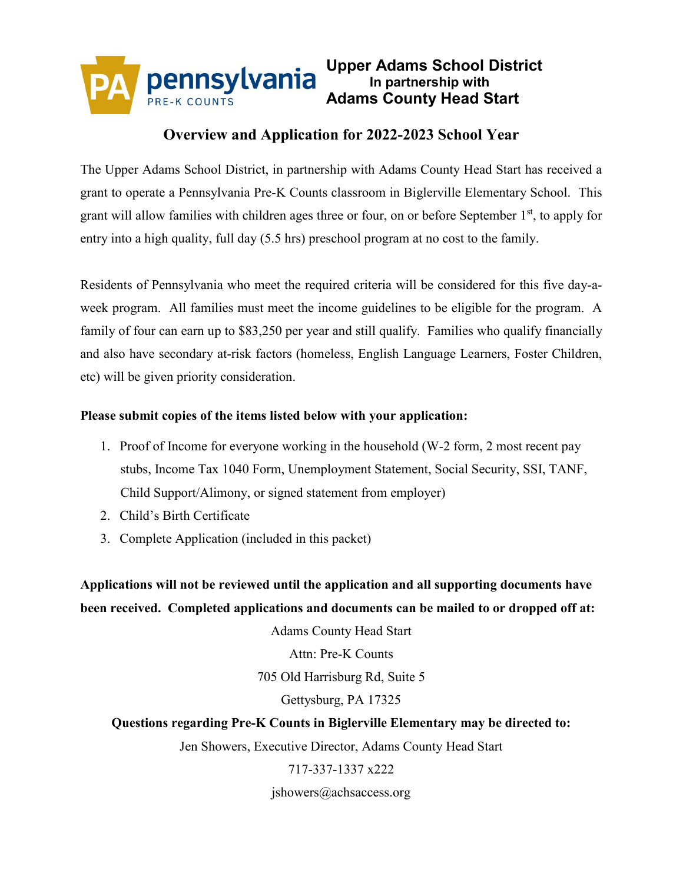**Upper Adams School District**
**In partnership with**
**Adams County Head Start**

# Overview and Application for 2022-2023 School Year

The Upper Adams School District, in partnership with Adams County Head Start has received a grant to operate a Pennsylvania Pre-K Counts classroom in Biglerville Elementary School. This grant will allow families with children ages three or four, on or before September 1st, to apply for entry into a high quality, full day (5.5 hrs) preschool program at no cost to the family.

Residents of Pennsylvania who meet the required criteria will be considered for this five day-a-week program. All families must meet the income guidelines to be eligible for the program. A family of four can earn up to $83,250 per year and still qualify. Families who qualify financially and also have secondary at-risk factors (homeless, English Language Learners, Foster Children, etc) will be given priority consideration.

**Please submit copies of the items listed below with your application:**

1. Proof of Income for everyone working in the household (W-2 form, 2 most recent pay stubs, Income Tax 1040 Form, Unemployment Statement, Social Security, SSI, TANF, Child Support/Alimony, or signed statement from employer)
2. Child's Birth Certificate
3. Complete Application (included in this packet)

**Applications will not be reviewed until the application and all supporting documents have been received. Completed applications and documents can be mailed to or dropped off at:**

Adams County Head Start
Attn: Pre-K Counts
705 Old Harrisburg Rd, Suite 5
Gettysburg, PA 17325

**Questions regarding Pre-K Counts in Biglerville Elementary may be directed to:**

Jen Showers, Executive Director, Adams County Head Start
717-337-1337 x222
jshowers@achsaccess.org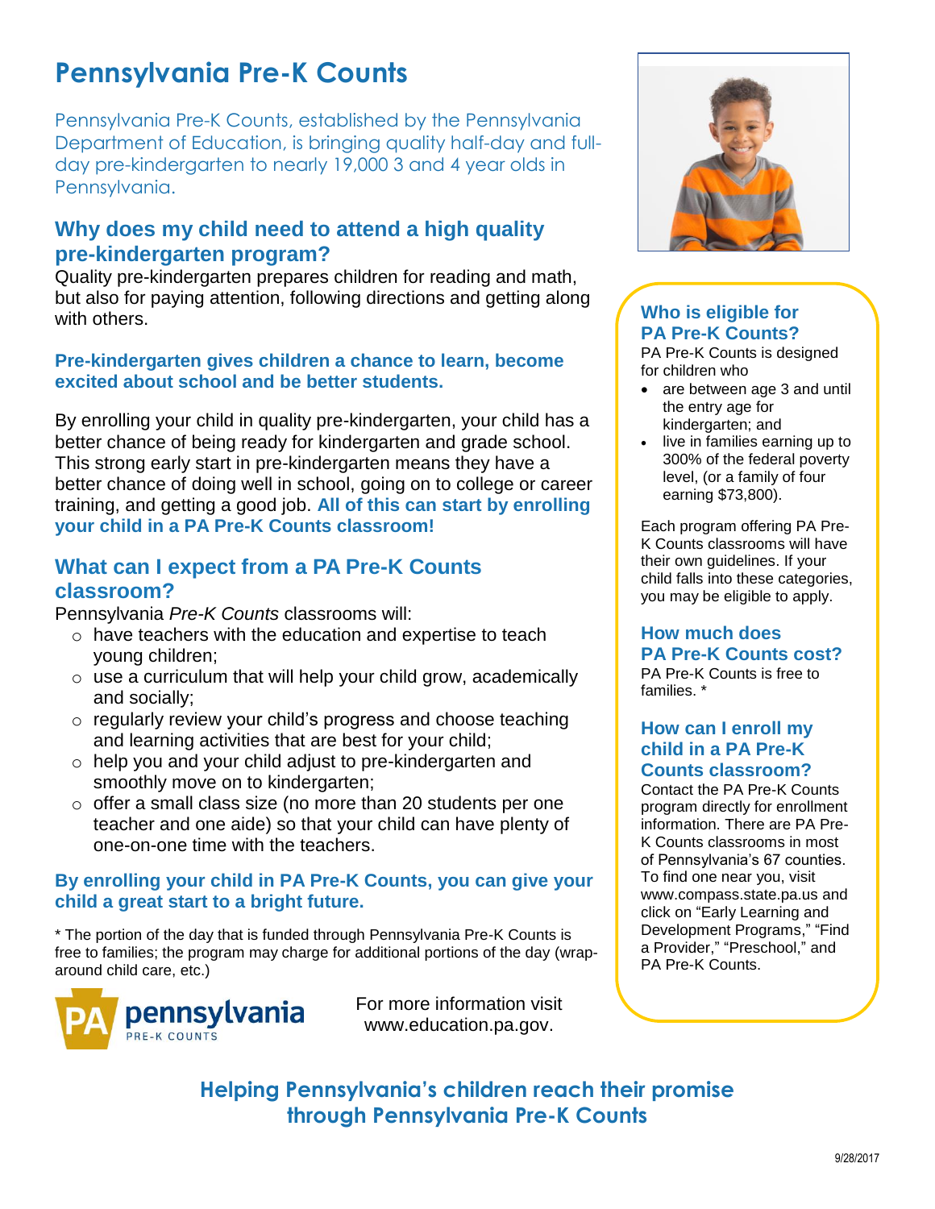# Pennsylvania Pre-K Counts

Pennsylvania Pre-K Counts, established by the Pennsylvania Department of Education, is bringing quality half-day and full-day pre-kindergarten to nearly 19,000 3 and 4 year olds in Pennsylvania.

## Why does my child need to attend a high quality pre-kindergarten program?

Quality pre-kindergarten prepares children for reading and math, but also for paying attention, following directions and getting along with others.

**Pre-kindergarten gives children a chance to learn, become excited about school and be better students.**

By enrolling your child in quality pre-kindergarten, your child has a better chance of being ready for kindergarten and grade school. This strong early start in pre-kindergarten means they have a better chance of doing well in school, going on to college or career training, and getting a good job. **All of this can start by enrolling your child in a PA Pre-K Counts classroom!**

## What can I expect from a PA Pre-K Counts classroom?

Pennsylvania *Pre-K Counts* classrooms will:

- have teachers with the education and expertise to teach young children;
- use a curriculum that will help your child grow, academically and socially;
- regularly review your child's progress and choose teaching and learning activities that are best for your child;
- help you and your child adjust to pre-kindergarten and smoothly move on to kindergarten;
- offer a small class size (no more than 20 students per one teacher and one aide) so that your child can have plenty of one-on-one time with the teachers.

**By enrolling your child in PA Pre-K Counts, you can give your child a great start to a bright future.**

* The portion of the day that is funded through Pennsylvania Pre-K Counts is free to families; the program may charge for additional portions of the day (wrap-around child care, etc.)

For more information visit www.education.pa.gov.

### Who is eligible for PA Pre-K Counts?

PA Pre-K Counts is designed for children who

- are between age 3 and until the entry age for kindergarten; and
- live in families earning up to 300% of the federal poverty level, (or a family of four earning $73,800).

Each program offering PA Pre-K Counts classrooms will have their own guidelines. If your child falls into these categories, you may be eligible to apply.

### How much does PA Pre-K Counts cost?

PA Pre-K Counts is free to families. *

### How can I enroll my child in a PA Pre-K Counts classroom?

Contact the PA Pre-K Counts program directly for enrollment information. There are PA Pre-K Counts classrooms in most of Pennsylvania's 67 counties. To find one near you, visit www.compass.state.pa.us and click on "Early Learning and Development Programs," "Find a Provider," "Preschool," and PA Pre-K Counts.

**Helping Pennsylvania's children reach their promise through Pennsylvania Pre-K Counts**

9/28/2017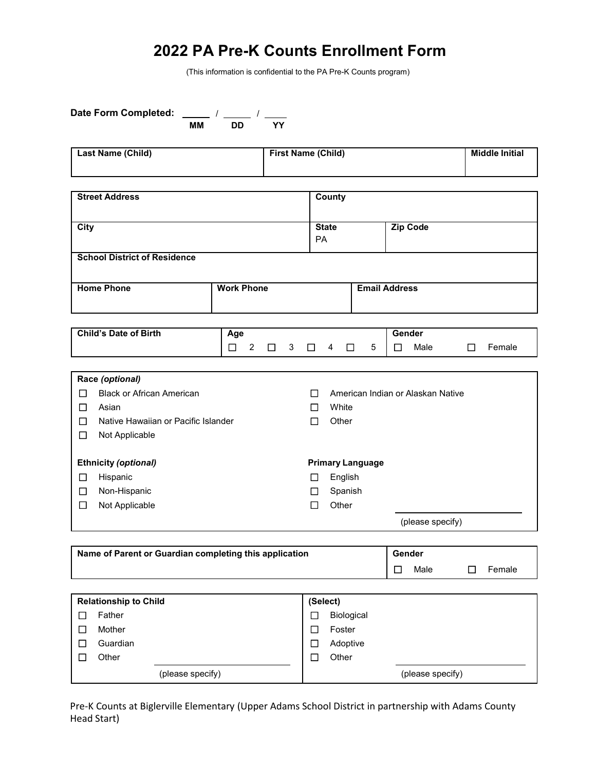# 2022 PA Pre-K Counts Enrollment Form

(This information is confidential to the PA Pre-K Counts program)

**Date Form Completed:** _____ / _____ / _____
**MM** **DD** **YY**

| Last Name (Child) | First Name (Child) | Middle Initial |
| --- | --- | --- |
| | | |

| Street Address | County | |
| --- | --- | --- |
| | | |
| **City** | **State** PA | **Zip Code** |
| **School District of Residence** | | |

| Home Phone | Work Phone | Email Address |
| --- | --- | --- |
| | | |

| Child's Date of Birth | Age | Gender |
| --- | --- | --- |
| | ☐ 2 ☐ 3 ☐ 4 ☐ 5 | ☐ Male ☐ Female |

**Race** *(optional)*

- ☐ Black or African American
- ☐ Asian
- ☐ Native Hawaiian or Pacific Islander
- ☐ Not Applicable
- ☐ American Indian or Alaskan Native
- ☐ White
- ☐ Other

**Ethnicity** *(optional)*

- ☐ Hispanic
- ☐ Non-Hispanic
- ☐ Not Applicable

**Primary Language**

- ☐ English
- ☐ Spanish
- ☐ Other _______________ (please specify)

| Name of Parent or Guardian completing this application | Gender |
| --- | --- |
| | ☐ Male ☐ Female |

**Relationship to Child**

- ☐ Father
- ☐ Mother
- ☐ Guardian
- ☐ Other _______________ (please specify)

**(Select)**

- ☐ Biological
- ☐ Foster
- ☐ Adoptive
- ☐ Other _______________ (please specify)

Pre-K Counts at Biglerville Elementary (Upper Adams School District in partnership with Adams County Head Start)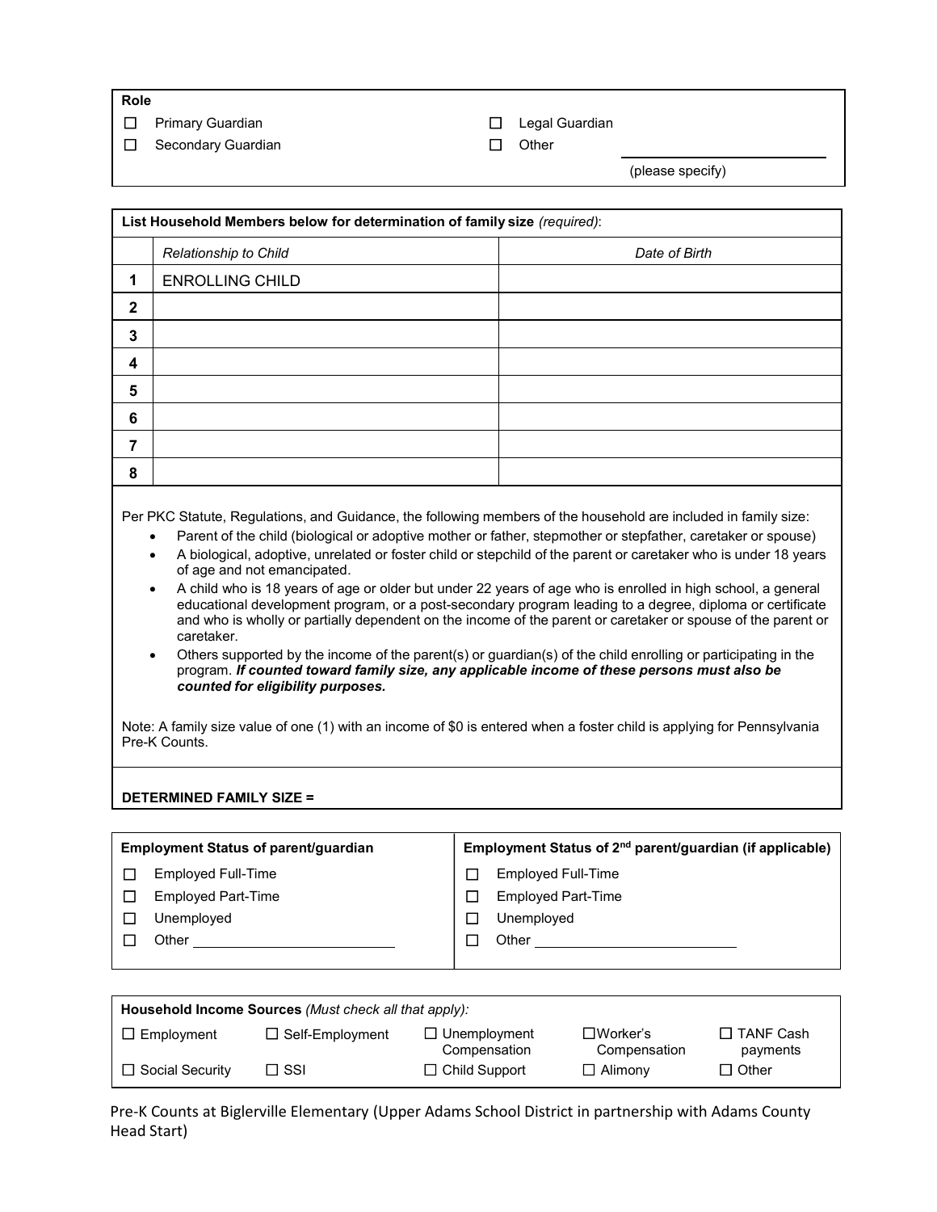**Role**

- ☐ Primary Guardian
- ☐ Secondary Guardian
- ☐ Legal Guardian
- ☐ Other ____________________ (please specify)

**List Household Members below for determination of family size** *(required)*:

| | *Relationship to Child* | *Date of Birth* |
|---|---|---|
| **1** | ENROLLING CHILD | |
| **2** | | |
| **3** | | |
| **4** | | |
| **5** | | |
| **6** | | |
| **7** | | |
| **8** | | |

Per PKC Statute, Regulations, and Guidance, the following members of the household are included in family size:

- Parent of the child (biological or adoptive mother or father, stepmother or stepfather, caretaker or spouse)
- A biological, adoptive, unrelated or foster child or stepchild of the parent or caretaker who is under 18 years of age and not emancipated.
- A child who is 18 years of age or older but under 22 years of age who is enrolled in high school, a general educational development program, or a post-secondary program leading to a degree, diploma or certificate and who is wholly or partially dependent on the income of the parent or caretaker or spouse of the parent or caretaker.
- Others supported by the income of the parent(s) or guardian(s) of the child enrolling or participating in the program. ***If counted toward family size, any applicable income of these persons must also be counted for eligibility purposes.***

Note: A family size value of one (1) with an income of $0 is entered when a foster child is applying for Pennsylvania Pre-K Counts.

**DETERMINED FAMILY SIZE =**

**Employment Status of parent/guardian**

- ☐ Employed Full-Time
- ☐ Employed Part-Time
- ☐ Unemployed
- ☐ Other ____________________

**Employment Status of 2nd parent/guardian (if applicable)**

- ☐ Employed Full-Time
- ☐ Employed Part-Time
- ☐ Unemployed
- ☐ Other ____________________

**Household Income Sources** *(Must check all that apply):*

| | | | | |
|---|---|---|---|---|
| ☐ Employment | ☐ Self-Employment | ☐ Unemployment Compensation | ☐ Worker's Compensation | ☐ TANF Cash payments |
| ☐ Social Security | ☐ SSI | ☐ Child Support | ☐ Alimony | ☐ Other |

Pre-K Counts at Biglerville Elementary (Upper Adams School District in partnership with Adams County Head Start)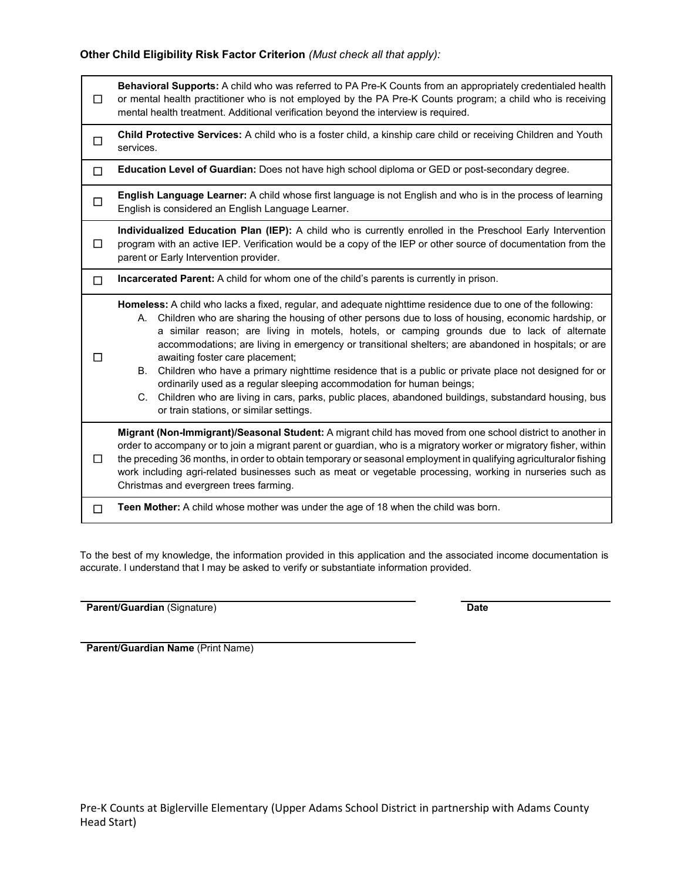**Other Child Eligibility Risk Factor Criterion** *(Must check all that apply):*

| | |
|---|---|
| ☐ | **Behavioral Supports:** A child who was referred to PA Pre-K Counts from an appropriately credentialed health or mental health practitioner who is not employed by the PA Pre-K Counts program; a child who is receiving mental health treatment. Additional verification beyond the interview is required. |
| ☐ | **Child Protective Services:** A child who is a foster child, a kinship care child or receiving Children and Youth services. |
| ☐ | **Education Level of Guardian:** Does not have high school diploma or GED or post-secondary degree. |
| ☐ | **English Language Learner:** A child whose first language is not English and who is in the process of learning English is considered an English Language Learner. |
| ☐ | **Individualized Education Plan (IEP):** A child who is currently enrolled in the Preschool Early Intervention program with an active IEP. Verification would be a copy of the IEP or other source of documentation from the parent or Early Intervention provider. |
| ☐ | **Incarcerated Parent:** A child for whom one of the child's parents is currently in prison. |
| ☐ | **Homeless:** A child who lacks a fixed, regular, and adequate nighttime residence due to one of the following: A. Children who are sharing the housing of other persons due to loss of housing, economic hardship, or a similar reason; are living in motels, hotels, or camping grounds due to lack of alternate accommodations; are living in emergency or transitional shelters; are abandoned in hospitals; or are awaiting foster care placement; B. Children who have a primary nighttime residence that is a public or private place not designed for or ordinarily used as a regular sleeping accommodation for human beings; C. Children who are living in cars, parks, public places, abandoned buildings, substandard housing, bus or train stations, or similar settings. |
| ☐ | **Migrant (Non-Immigrant)/Seasonal Student:** A migrant child has moved from one school district to another in order to accompany or to join a migrant parent or guardian, who is a migratory worker or migratory fisher, within the preceding 36 months, in order to obtain temporary or seasonal employment in qualifying agriculturalor fishing work including agri-related businesses such as meat or vegetable processing, working in nurseries such as Christmas and evergreen trees farming. |
| ☐ | **Teen Mother:** A child whose mother was under the age of 18 when the child was born. |

To the best of my knowledge, the information provided in this application and the associated income documentation is accurate. I understand that I may be asked to verify or substantiate information provided.

______________________________________________ ____________________

**Parent/Guardian** (Signature) **Date**

______________________________________________

**Parent/Guardian Name** (Print Name)

Pre-K Counts at Biglerville Elementary (Upper Adams School District in partnership with Adams County Head Start)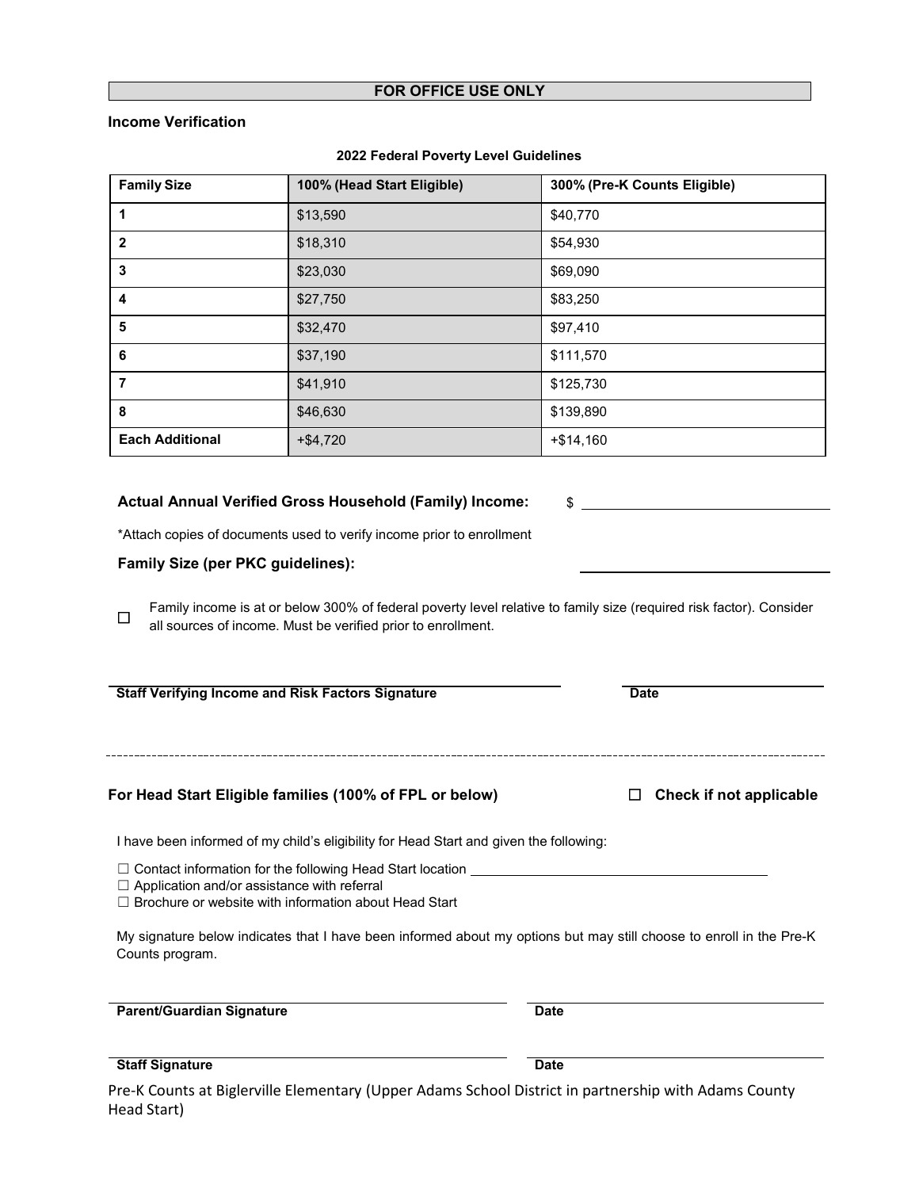**FOR OFFICE USE ONLY**

### Income Verification

**2022 Federal Poverty Level Guidelines**

| Family Size | 100% (Head Start Eligible) | 300% (Pre-K Counts Eligible) |
|---|---|---|
| 1 | $13,590 | $40,770 |
| 2 | $18,310 | $54,930 |
| 3 | $23,030 | $69,090 |
| 4 | $27,750 | $83,250 |
| 5 | $32,470 | $97,410 |
| 6 | $37,190 | $111,570 |
| 7 | $41,910 | $125,730 |
| 8 | $46,630 | $139,890 |
| Each Additional | +$4,720 | +$14,160 |

**Actual Annual Verified Gross Household (Family) Income:** $ ____________________

*Attach copies of documents used to verify income prior to enrollment

**Family Size (per PKC guidelines):** ____________________

☐ Family income is at or below 300% of federal poverty level relative to family size (required risk factor). Consider all sources of income. Must be verified prior to enrollment.

____________________ ____________________
**Staff Verifying Income and Risk Factors Signature** **Date**

---

**For Head Start Eligible families (100% of FPL or below)** ☐ **Check if not applicable**

I have been informed of my child's eligibility for Head Start and given the following:

☐ Contact information for the following Head Start location ____________________
☐ Application and/or assistance with referral
☐ Brochure or website with information about Head Start

My signature below indicates that I have been informed about my options but may still choose to enroll in the Pre-K Counts program.

____________________ ____________________
**Parent/Guardian Signature** **Date**

____________________ ____________________
**Staff Signature** **Date**

Pre-K Counts at Biglerville Elementary (Upper Adams School District in partnership with Adams County Head Start)